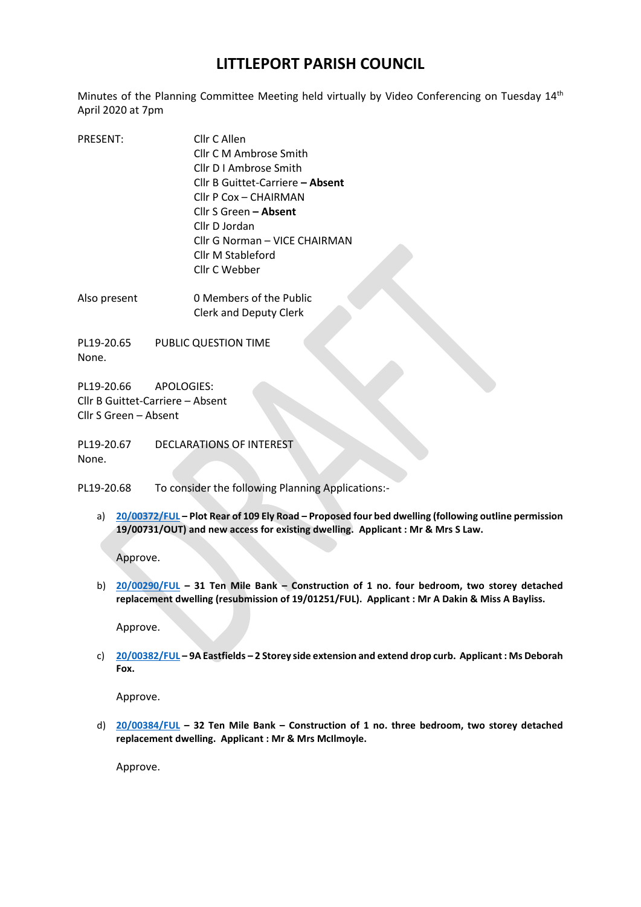# LITTLEPORT PARISH COUNCIL

Minutes of the Planning Committee Meeting held virtually by Video Conferencing on Tuesday 14th April 2020 at 7pm

| | |
|---|---|
| PRESENT: | Cllr C Allen |
| | Cllr C M Ambrose Smith |
| | Cllr D I Ambrose Smith |
| | Cllr B Guittet-Carriere – **Absent** |
| | Cllr P Cox – CHAIRMAN |
| | Cllr S Green – **Absent** |
| | Cllr D Jordan |
| | Cllr G Norman – VICE CHAIRMAN |
| | Cllr M Stableford |
| | Cllr C Webber |
| Also present | 0 Members of the Public |
| | Clerk and Deputy Clerk |

PL19-20.65 PUBLIC QUESTION TIME
None.

PL19-20.66 APOLOGIES:
Cllr B Guittet-Carriere – Absent
Cllr S Green – Absent

PL19-20.67 DECLARATIONS OF INTEREST
None.

PL19-20.68 To consider the following Planning Applications:-

a) **20/00372/FUL – Plot Rear of 109 Ely Road – Proposed four bed dwelling (following outline permission 19/00731/OUT) and new access for existing dwelling. Applicant : Mr & Mrs S Law.**

   Approve.

b) **20/00290/FUL – 31 Ten Mile Bank – Construction of 1 no. four bedroom, two storey detached replacement dwelling (resubmission of 19/01251/FUL). Applicant : Mr A Dakin & Miss A Bayliss.**

   Approve.

c) **20/00382/FUL – 9A Eastfields – 2 Storey side extension and extend drop curb. Applicant : Ms Deborah Fox.**

   Approve.

d) **20/00384/FUL – 32 Ten Mile Bank – Construction of 1 no. three bedroom, two storey detached replacement dwelling. Applicant : Mr & Mrs McIlmoyle.**

   Approve.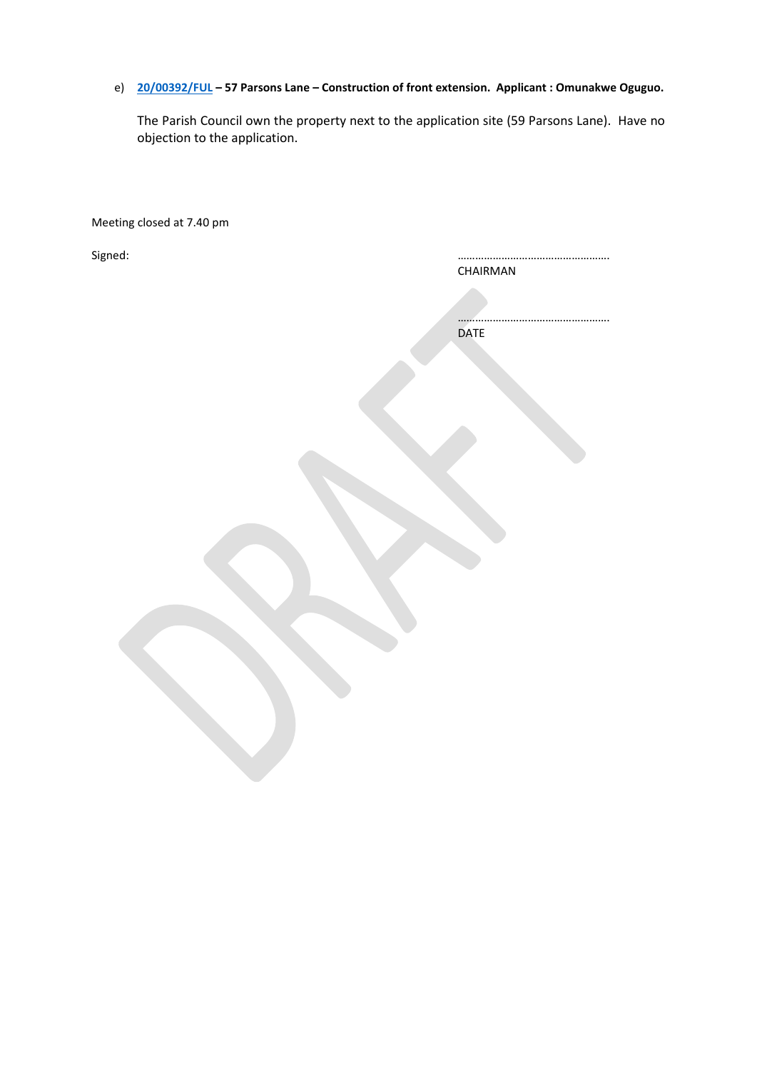e) **20/00392/FUL – 57 Parsons Lane – Construction of front extension. Applicant : Omunakwe Oguguo.**

The Parish Council own the property next to the application site (59 Parsons Lane). Have no objection to the application.

Meeting closed at 7.40 pm

Signed:

…………………………………………….
CHAIRMAN

…………………………………………….
DATE

DRAFT